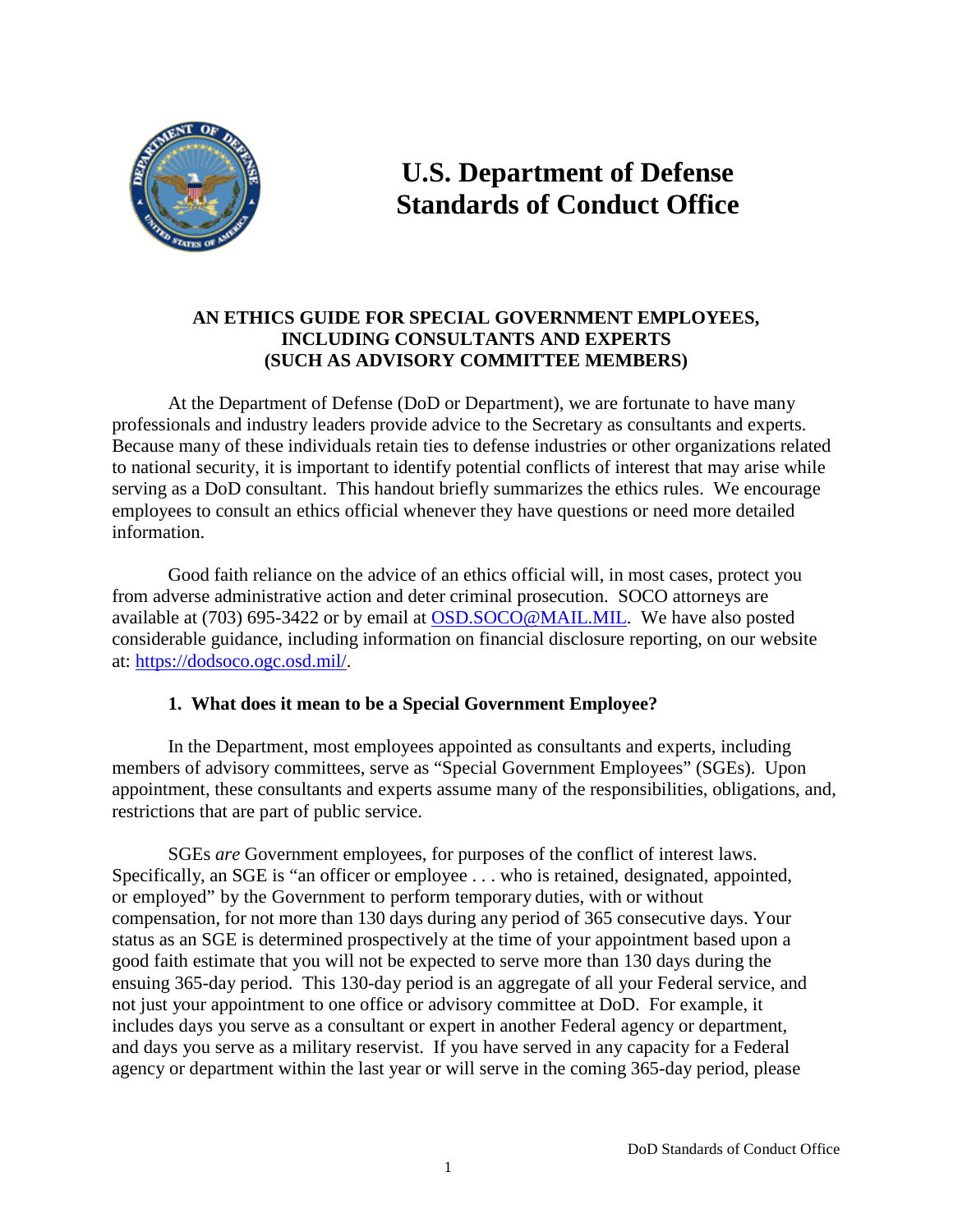# U.S. Department of Defense Standards of Conduct Office

## AN ETHICS GUIDE FOR SPECIAL GOVERNMENT EMPLOYEES, INCLUDING CONSULTANTS AND EXPERTS (SUCH AS ADVISORY COMMITTEE MEMBERS)

At the Department of Defense (DoD or Department), we are fortunate to have many professionals and industry leaders provide advice to the Secretary as consultants and experts. Because many of these individuals retain ties to defense industries or other organizations related to national security, it is important to identify potential conflicts of interest that may arise while serving as a DoD consultant. This handout briefly summarizes the ethics rules. We encourage employees to consult an ethics official whenever they have questions or need more detailed information.

Good faith reliance on the advice of an ethics official will, in most cases, protect you from adverse administrative action and deter criminal prosecution. SOCO attorneys are available at (703) 695-3422 or by email at [OSD.SOCO@MAIL.MIL](mailto:OSD.SOCO@MAIL.MIL). We have also posted considerable guidance, including information on financial disclosure reporting, on our website at: [https://dodsoco.ogc.osd.mil/](https://dodsoco.ogc.osd.mil/).

### 1. What does it mean to be a Special Government Employee?

In the Department, most employees appointed as consultants and experts, including members of advisory committees, serve as "Special Government Employees" (SGEs). Upon appointment, these consultants and experts assume many of the responsibilities, obligations, and, restrictions that are part of public service.

SGEs *are* Government employees, for purposes of the conflict of interest laws. Specifically, an SGE is "an officer or employee . . . who is retained, designated, appointed, or employed" by the Government to perform temporary duties, with or without compensation, for not more than 130 days during any period of 365 consecutive days. Your status as an SGE is determined prospectively at the time of your appointment based upon a good faith estimate that you will not be expected to serve more than 130 days during the ensuing 365-day period. This 130-day period is an aggregate of all your Federal service, and not just your appointment to one office or advisory committee at DoD. For example, it includes days you serve as a consultant or expert in another Federal agency or department, and days you serve as a military reservist. If you have served in any capacity for a Federal agency or department within the last year or will serve in the coming 365-day period, please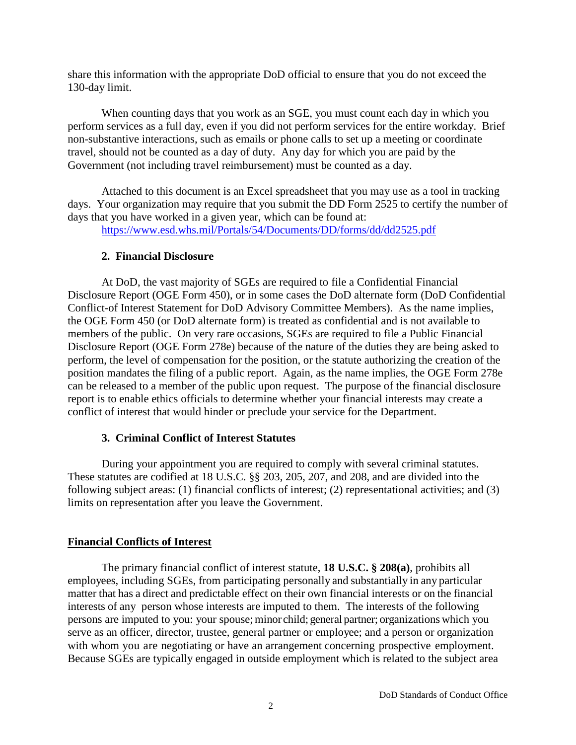share this information with the appropriate DoD official to ensure that you do not exceed the 130-day limit.

When counting days that you work as an SGE, you must count each day in which you perform services as a full day, even if you did not perform services for the entire workday. Brief non-substantive interactions, such as emails or phone calls to set up a meeting or coordinate travel, should not be counted as a day of duty. Any day for which you are paid by the Government (not including travel reimbursement) must be counted as a day.

Attached to this document is an Excel spreadsheet that you may use as a tool in tracking days. Your organization may require that you submit the DD Form 2525 to certify the number of days that you have worked in a given year, which can be found at: https://www.esd.whs.mil/Portals/54/Documents/DD/forms/dd/dd2525.pdf

### 2. Financial Disclosure

At DoD, the vast majority of SGEs are required to file a Confidential Financial Disclosure Report (OGE Form 450), or in some cases the DoD alternate form (DoD Confidential Conflict-of Interest Statement for DoD Advisory Committee Members). As the name implies, the OGE Form 450 (or DoD alternate form) is treated as confidential and is not available to members of the public. On very rare occasions, SGEs are required to file a Public Financial Disclosure Report (OGE Form 278e) because of the nature of the duties they are being asked to perform, the level of compensation for the position, or the statute authorizing the creation of the position mandates the filing of a public report. Again, as the name implies, the OGE Form 278e can be released to a member of the public upon request. The purpose of the financial disclosure report is to enable ethics officials to determine whether your financial interests may create a conflict of interest that would hinder or preclude your service for the Department.

### 3. Criminal Conflict of Interest Statutes

During your appointment you are required to comply with several criminal statutes. These statutes are codified at 18 U.S.C. §§ 203, 205, 207, and 208, and are divided into the following subject areas: (1) financial conflicts of interest; (2) representational activities; and (3) limits on representation after you leave the Government.

#### Financial Conflicts of Interest

The primary financial conflict of interest statute, **18 U.S.C. § 208(a)**, prohibits all employees, including SGEs, from participating personally and substantially in any particular matter that has a direct and predictable effect on their own financial interests or on the financial interests of any person whose interests are imputed to them. The interests of the following persons are imputed to you: your spouse; minor child; general partner; organizations which you serve as an officer, director, trustee, general partner or employee; and a person or organization with whom you are negotiating or have an arrangement concerning prospective employment. Because SGEs are typically engaged in outside employment which is related to the subject area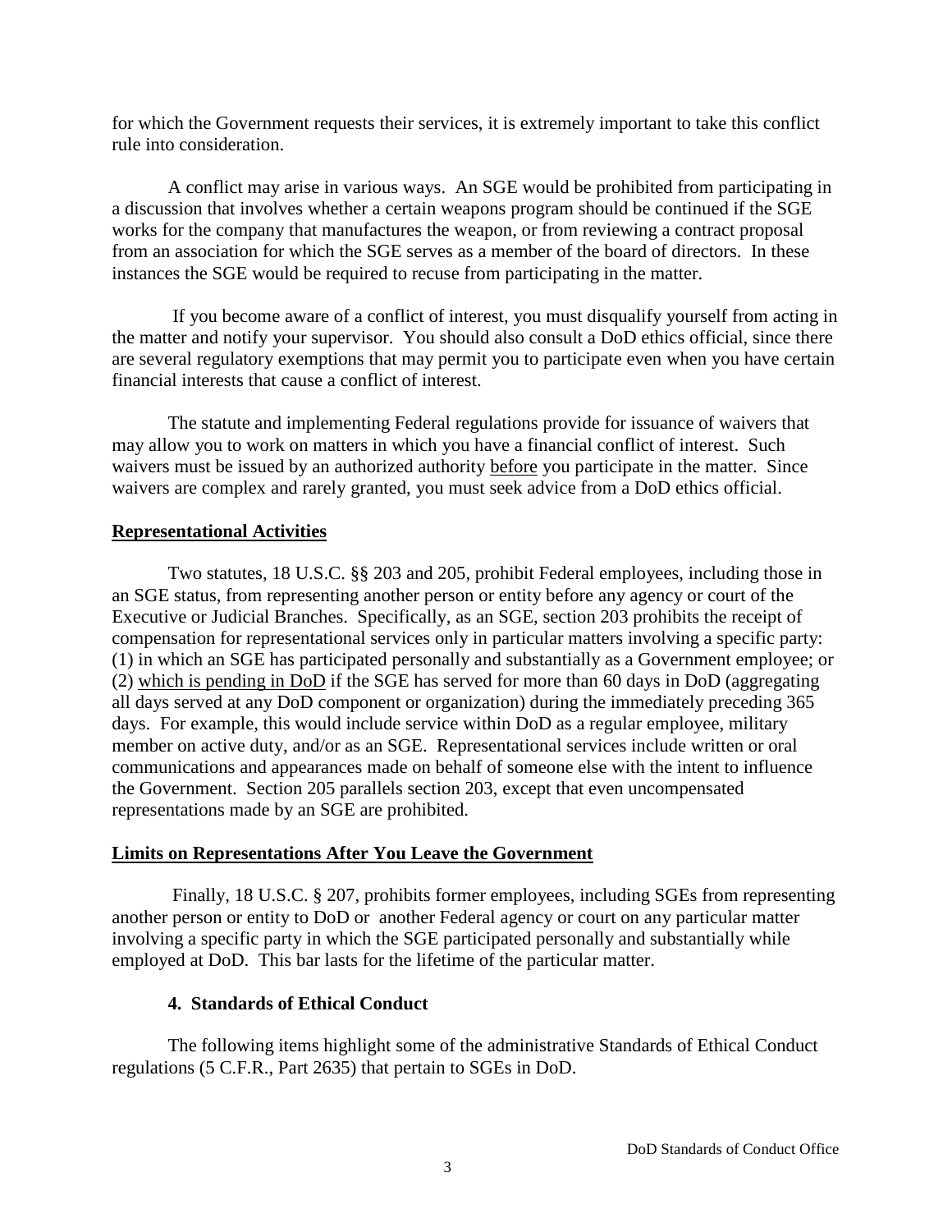for which the Government requests their services, it is extremely important to take this conflict rule into consideration.

A conflict may arise in various ways. An SGE would be prohibited from participating in a discussion that involves whether a certain weapons program should be continued if the SGE works for the company that manufactures the weapon, or from reviewing a contract proposal from an association for which the SGE serves as a member of the board of directors. In these instances the SGE would be required to recuse from participating in the matter.

If you become aware of a conflict of interest, you must disqualify yourself from acting in the matter and notify your supervisor. You should also consult a DoD ethics official, since there are several regulatory exemptions that may permit you to participate even when you have certain financial interests that cause a conflict of interest.

The statute and implementing Federal regulations provide for issuance of waivers that may allow you to work on matters in which you have a financial conflict of interest. Such waivers must be issued by an authorized authority <u>before</u> you participate in the matter. Since waivers are complex and rarely granted, you must seek advice from a DoD ethics official.

**<u>Representational Activities</u>**

Two statutes, 18 U.S.C. §§ 203 and 205, prohibit Federal employees, including those in an SGE status, from representing another person or entity before any agency or court of the Executive or Judicial Branches. Specifically, as an SGE, section 203 prohibits the receipt of compensation for representational services only in particular matters involving a specific party: (1) in which an SGE has participated personally and substantially as a Government employee; or (2) <u>which is pending in DoD</u> if the SGE has served for more than 60 days in DoD (aggregating all days served at any DoD component or organization) during the immediately preceding 365 days. For example, this would include service within DoD as a regular employee, military member on active duty, and/or as an SGE. Representational services include written or oral communications and appearances made on behalf of someone else with the intent to influence the Government. Section 205 parallels section 203, except that even uncompensated representations made by an SGE are prohibited.

**<u>Limits on Representations After You Leave the Government</u>**

Finally, 18 U.S.C. § 207, prohibits former employees, including SGEs from representing another person or entity to DoD or another Federal agency or court on any particular matter involving a specific party in which the SGE participated personally and substantially while employed at DoD. This bar lasts for the lifetime of the particular matter.

### 4. Standards of Ethical Conduct

The following items highlight some of the administrative Standards of Ethical Conduct regulations (5 C.F.R., Part 2635) that pertain to SGEs in DoD.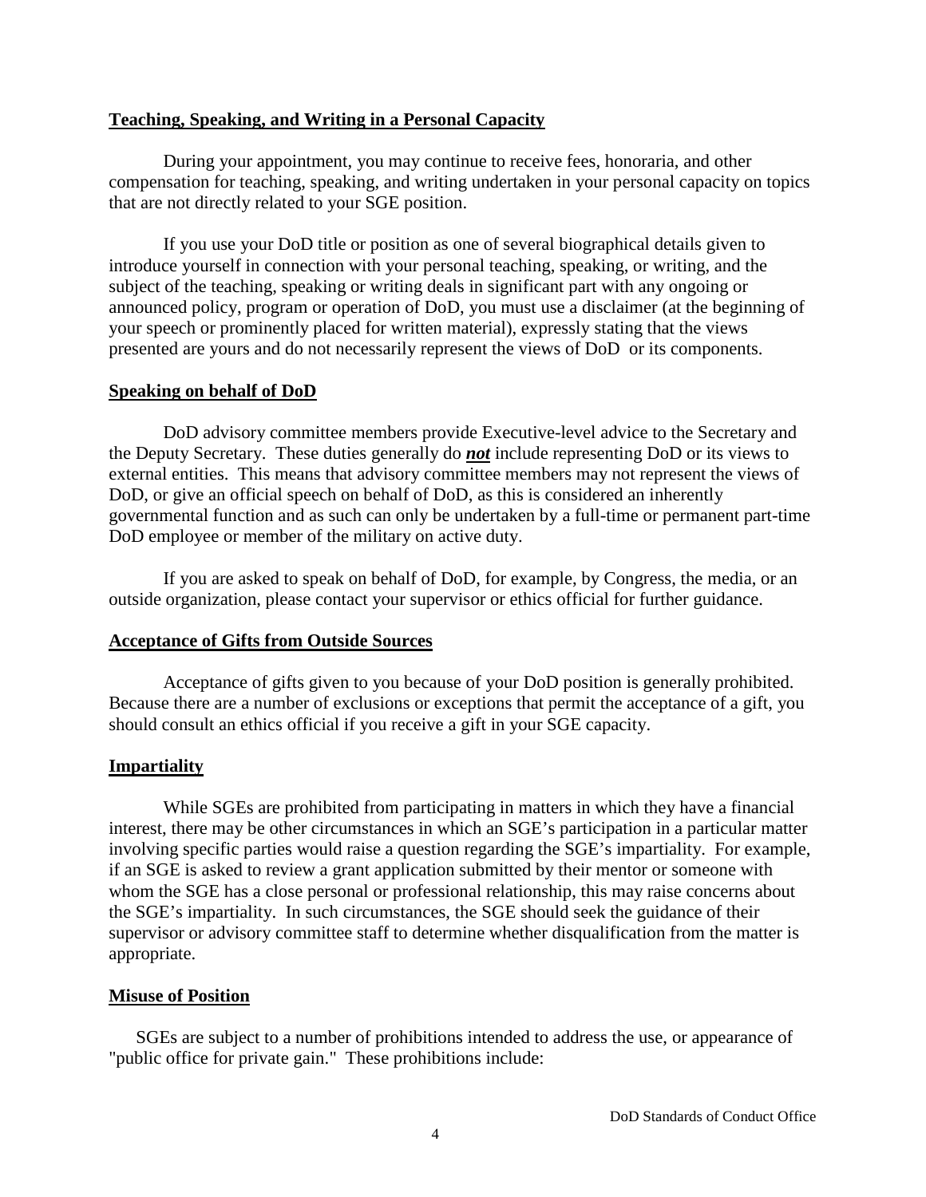## Teaching, Speaking, and Writing in a Personal Capacity

During your appointment, you may continue to receive fees, honoraria, and other compensation for teaching, speaking, and writing undertaken in your personal capacity on topics that are not directly related to your SGE position.

If you use your DoD title or position as one of several biographical details given to introduce yourself in connection with your personal teaching, speaking, or writing, and the subject of the teaching, speaking or writing deals in significant part with any ongoing or announced policy, program or operation of DoD, you must use a disclaimer (at the beginning of your speech or prominently placed for written material), expressly stating that the views presented are yours and do not necessarily represent the views of DoD or its components.

## Speaking on behalf of DoD

DoD advisory committee members provide Executive-level advice to the Secretary and the Deputy Secretary. These duties generally do ***not*** include representing DoD or its views to external entities. This means that advisory committee members may not represent the views of DoD, or give an official speech on behalf of DoD, as this is considered an inherently governmental function and as such can only be undertaken by a full-time or permanent part-time DoD employee or member of the military on active duty.

If you are asked to speak on behalf of DoD, for example, by Congress, the media, or an outside organization, please contact your supervisor or ethics official for further guidance.

## Acceptance of Gifts from Outside Sources

Acceptance of gifts given to you because of your DoD position is generally prohibited. Because there are a number of exclusions or exceptions that permit the acceptance of a gift, you should consult an ethics official if you receive a gift in your SGE capacity.

## Impartiality

While SGEs are prohibited from participating in matters in which they have a financial interest, there may be other circumstances in which an SGE's participation in a particular matter involving specific parties would raise a question regarding the SGE's impartiality. For example, if an SGE is asked to review a grant application submitted by their mentor or someone with whom the SGE has a close personal or professional relationship, this may raise concerns about the SGE's impartiality. In such circumstances, the SGE should seek the guidance of their supervisor or advisory committee staff to determine whether disqualification from the matter is appropriate.

## Misuse of Position

SGEs are subject to a number of prohibitions intended to address the use, or appearance of "public office for private gain." These prohibitions include: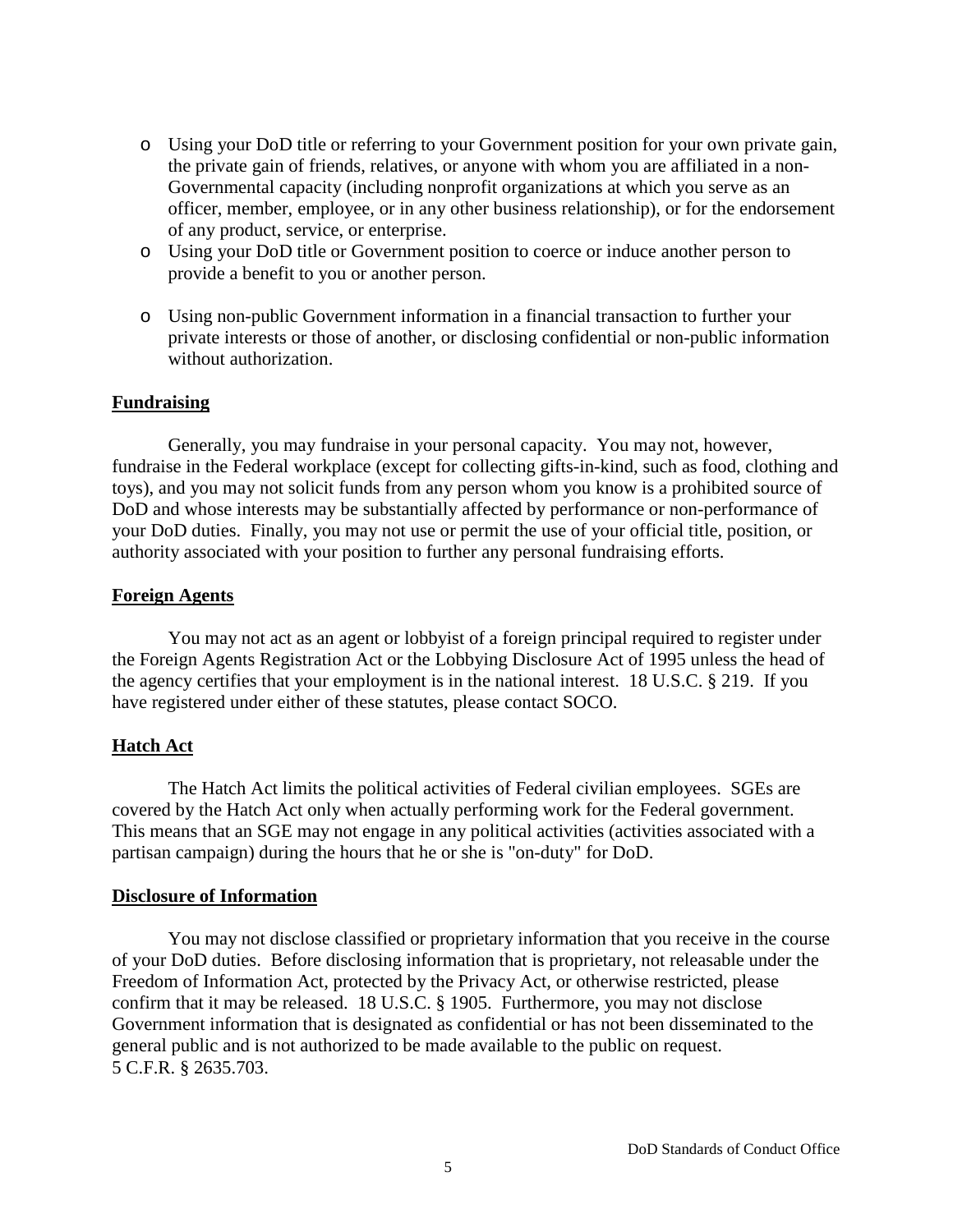- Using your DoD title or referring to your Government position for your own private gain, the private gain of friends, relatives, or anyone with whom you are affiliated in a non-Governmental capacity (including nonprofit organizations at which you serve as an officer, member, employee, or in any other business relationship), or for the endorsement of any product, service, or enterprise.
- Using your DoD title or Government position to coerce or induce another person to provide a benefit to you or another person.
- Using non-public Government information in a financial transaction to further your private interests or those of another, or disclosing confidential or non-public information without authorization.

**Fundraising**

Generally, you may fundraise in your personal capacity. You may not, however, fundraise in the Federal workplace (except for collecting gifts-in-kind, such as food, clothing and toys), and you may not solicit funds from any person whom you know is a prohibited source of DoD and whose interests may be substantially affected by performance or non-performance of your DoD duties. Finally, you may not use or permit the use of your official title, position, or authority associated with your position to further any personal fundraising efforts.

**Foreign Agents**

You may not act as an agent or lobbyist of a foreign principal required to register under the Foreign Agents Registration Act or the Lobbying Disclosure Act of 1995 unless the head of the agency certifies that your employment is in the national interest. 18 U.S.C. § 219. If you have registered under either of these statutes, please contact SOCO.

**Hatch Act**

The Hatch Act limits the political activities of Federal civilian employees. SGEs are covered by the Hatch Act only when actually performing work for the Federal government. This means that an SGE may not engage in any political activities (activities associated with a partisan campaign) during the hours that he or she is "on-duty" for DoD.

**Disclosure of Information**

You may not disclose classified or proprietary information that you receive in the course of your DoD duties. Before disclosing information that is proprietary, not releasable under the Freedom of Information Act, protected by the Privacy Act, or otherwise restricted, please confirm that it may be released. 18 U.S.C. § 1905. Furthermore, you may not disclose Government information that is designated as confidential or has not been disseminated to the general public and is not authorized to be made available to the public on request. 5 C.F.R. § 2635.703.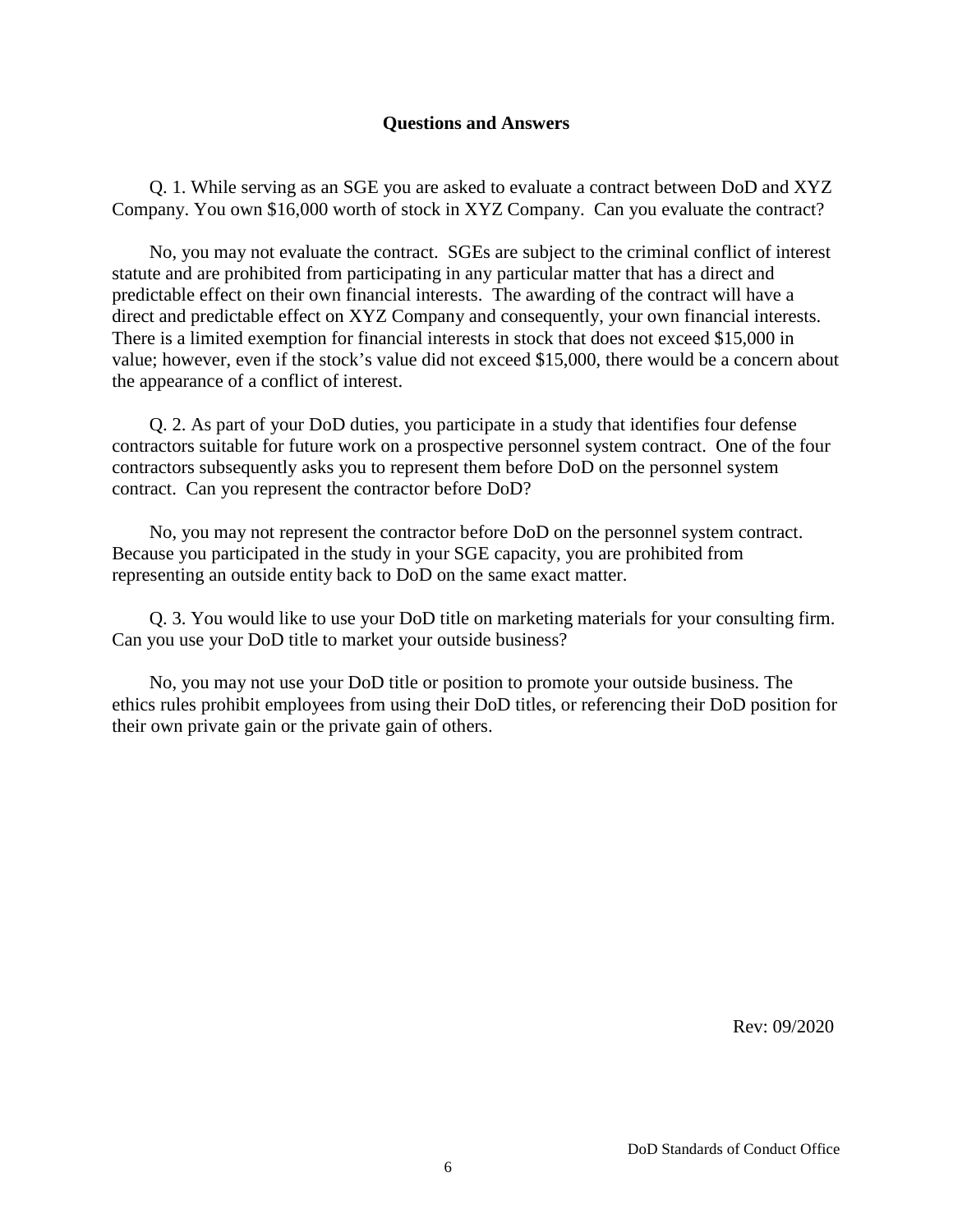## Questions and Answers

Q. 1. While serving as an SGE you are asked to evaluate a contract between DoD and XYZ Company. You own $16,000 worth of stock in XYZ Company. Can you evaluate the contract?

No, you may not evaluate the contract. SGEs are subject to the criminal conflict of interest statute and are prohibited from participating in any particular matter that has a direct and predictable effect on their own financial interests. The awarding of the contract will have a direct and predictable effect on XYZ Company and consequently, your own financial interests. There is a limited exemption for financial interests in stock that does not exceed $15,000 in value; however, even if the stock's value did not exceed $15,000, there would be a concern about the appearance of a conflict of interest.

Q. 2. As part of your DoD duties, you participate in a study that identifies four defense contractors suitable for future work on a prospective personnel system contract. One of the four contractors subsequently asks you to represent them before DoD on the personnel system contract. Can you represent the contractor before DoD?

No, you may not represent the contractor before DoD on the personnel system contract. Because you participated in the study in your SGE capacity, you are prohibited from representing an outside entity back to DoD on the same exact matter.

Q. 3. You would like to use your DoD title on marketing materials for your consulting firm. Can you use your DoD title to market your outside business?

No, you may not use your DoD title or position to promote your outside business. The ethics rules prohibit employees from using their DoD titles, or referencing their DoD position for their own private gain or the private gain of others.

Rev: 09/2020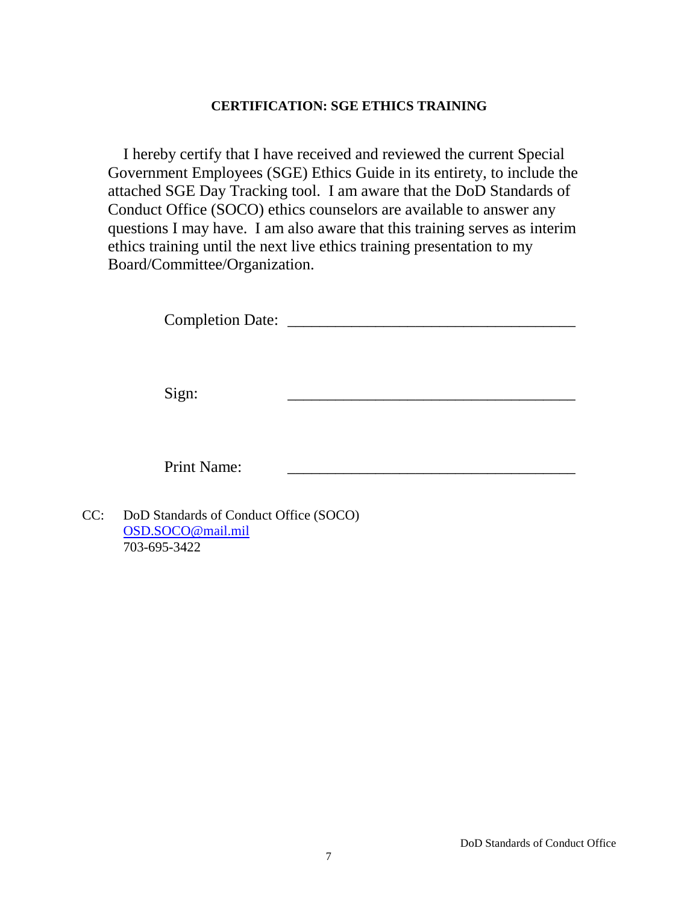**CERTIFICATION: SGE ETHICS TRAINING**

I hereby certify that I have received and reviewed the current Special Government Employees (SGE) Ethics Guide in its entirety, to include the attached SGE Day Tracking tool. I am aware that the DoD Standards of Conduct Office (SOCO) ethics counselors are available to answer any questions I may have. I am also aware that this training serves as interim ethics training until the next live ethics training presentation to my Board/Committee/Organization.

Completion Date: ___________________________________

Sign: ___________________________________

Print Name: ___________________________________

CC: DoD Standards of Conduct Office (SOCO)
OSD.SOCO@mail.mil
703-695-3422